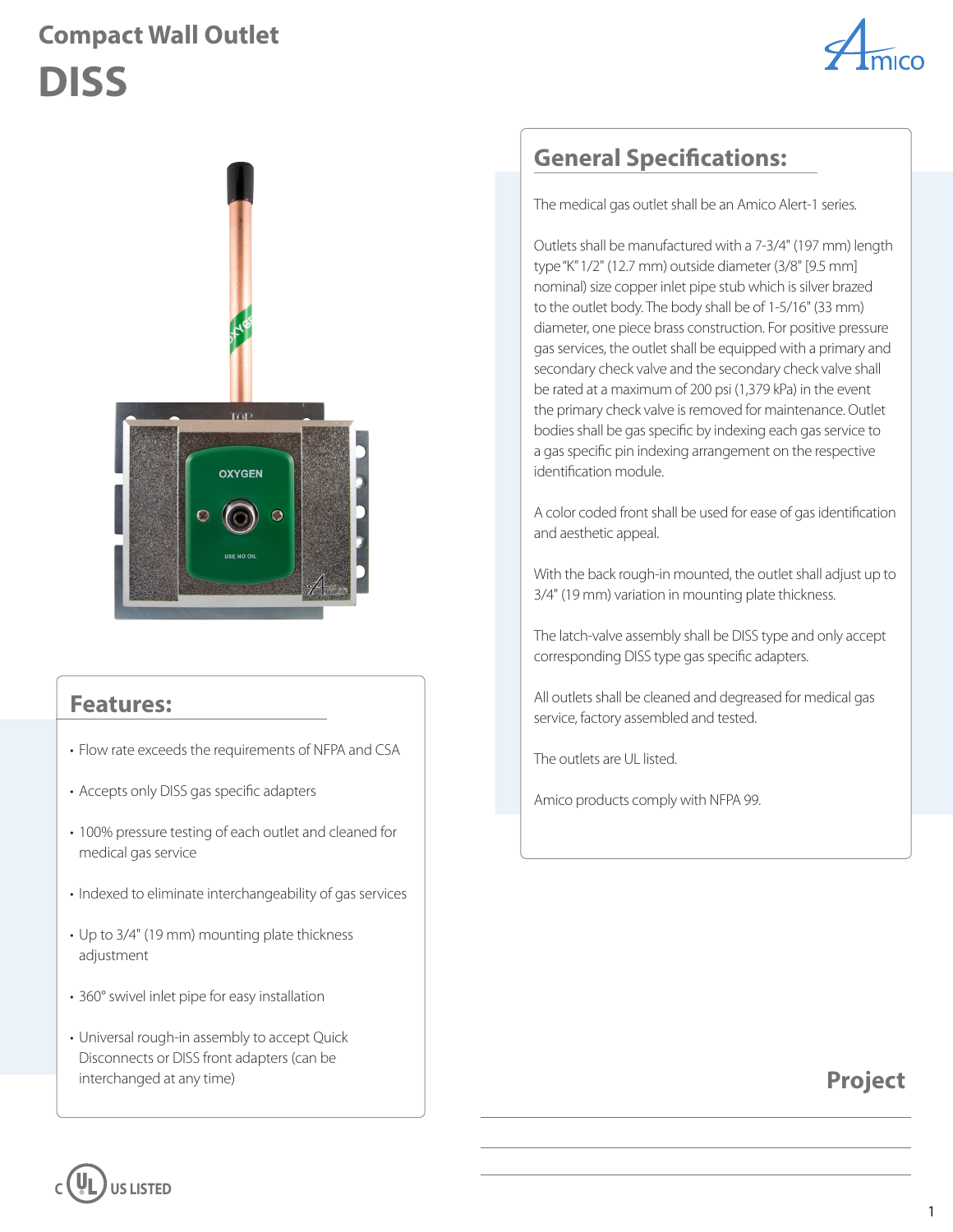# Compact Wall Outlet

# DISS

## Features:

- Flow rate exceeds the requirements of NFPA and CSA
- Accepts only DISS gas specific adapters
- 100% pressure testing of each outlet and cleaned for medical gas service
- Indexed to eliminate interchangeability of gas services
- Up to 3/4" (19 mm) mounting plate thickness adjustment
- 360° swivel inlet pipe for easy installation
- Universal rough-in assembly to accept Quick Disconnects or DISS front adapters (can be interchanged at any time)

c UL US LISTED

## General Specifications:

The medical gas outlet shall be an Amico Alert-1 series.

Outlets shall be manufactured with a 7-3/4" (197 mm) length type "K" 1/2" (12.7 mm) outside diameter (3/8" [9.5 mm] nominal) size copper inlet pipe stub which is silver brazed to the outlet body. The body shall be of 1-5/16" (33 mm) diameter, one piece brass construction. For positive pressure gas services, the outlet shall be equipped with a primary and secondary check valve and the secondary check valve shall be rated at a maximum of 200 psi (1,379 kPa) in the event the primary check valve is removed for maintenance. Outlet bodies shall be gas specific by indexing each gas service to a gas specific pin indexing arrangement on the respective identification module.

A color coded front shall be used for ease of gas identification and aesthetic appeal.

With the back rough-in mounted, the outlet shall adjust up to 3/4" (19 mm) variation in mounting plate thickness.

The latch-valve assembly shall be DISS type and only accept corresponding DISS type gas specific adapters.

All outlets shall be cleaned and degreased for medical gas service, factory assembled and tested.

The outlets are UL listed.

Amico products comply with NFPA 99.

## Project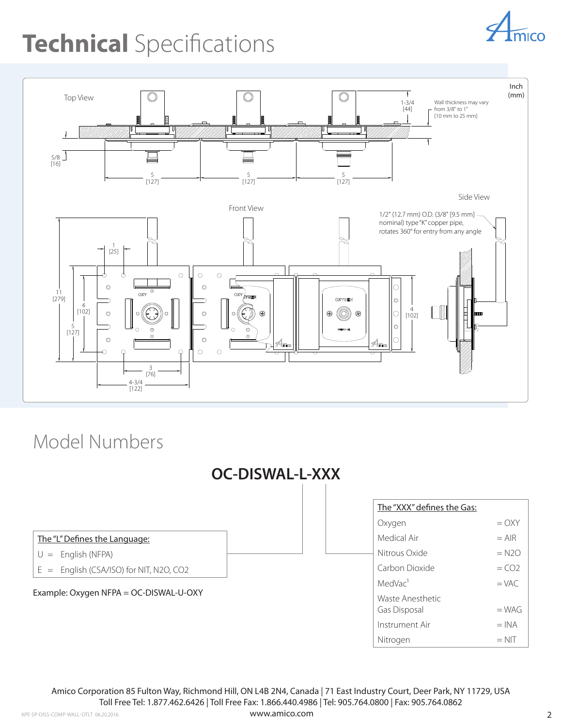# **Technical** Specifications

Inch
(mm)

Top View

1-3/4
[44]

Wall thickness may vary from 3/8" to 1"
[10 mm to 25 mm]

5/8
[16]

5
[127]

5
[127]

5
[127]

Side View

Front View

1/2" (12.7 mm) O.D. (3/8" [9.5 mm] nominal) type "K" copper pipe, rotates 360° for entry from any angle

1
[25]

11
[279]

4
[102]

5
[127]

3
[76]

4-3/4
[122]

4
[102]

## Model Numbers

**OC-DISWAL-L-XXX**

| The "L" Defines the Language: | |
|---|---|
| U = | English (NFPA) |
| E = | English (CSA/ISO) for NIT, N2O, CO2 |

Example: Oxygen NFPA = OC-DISWAL-U-OXY

| The "XXX" defines the Gas: | |
|---|---|
| Oxygen | = OXY |
| Medical Air | = AIR |
| Nitrous Oxide | = N2O |
| Carbon Dioxide | = CO2 |
| MedVac[1] | = VAC |
| Waste Anesthetic Gas Disposal | = WAG |
| Instrument Air | = INA |
| Nitrogen | = NIT |

Amico Corporation 85 Fulton Way, Richmond Hill, ON L4B 2N4, Canada | 71 East Industry Court, Deer Park, NY 11729, USA
Toll Free Tel: 1.877.462.6426 | Toll Free Fax: 1.866.440.4986 | Tel: 905.764.0800 | Fax: 905.764.0862
www.amico.com

APE-SP-DISS-COMP-WALL-OTLT 06.20.2016